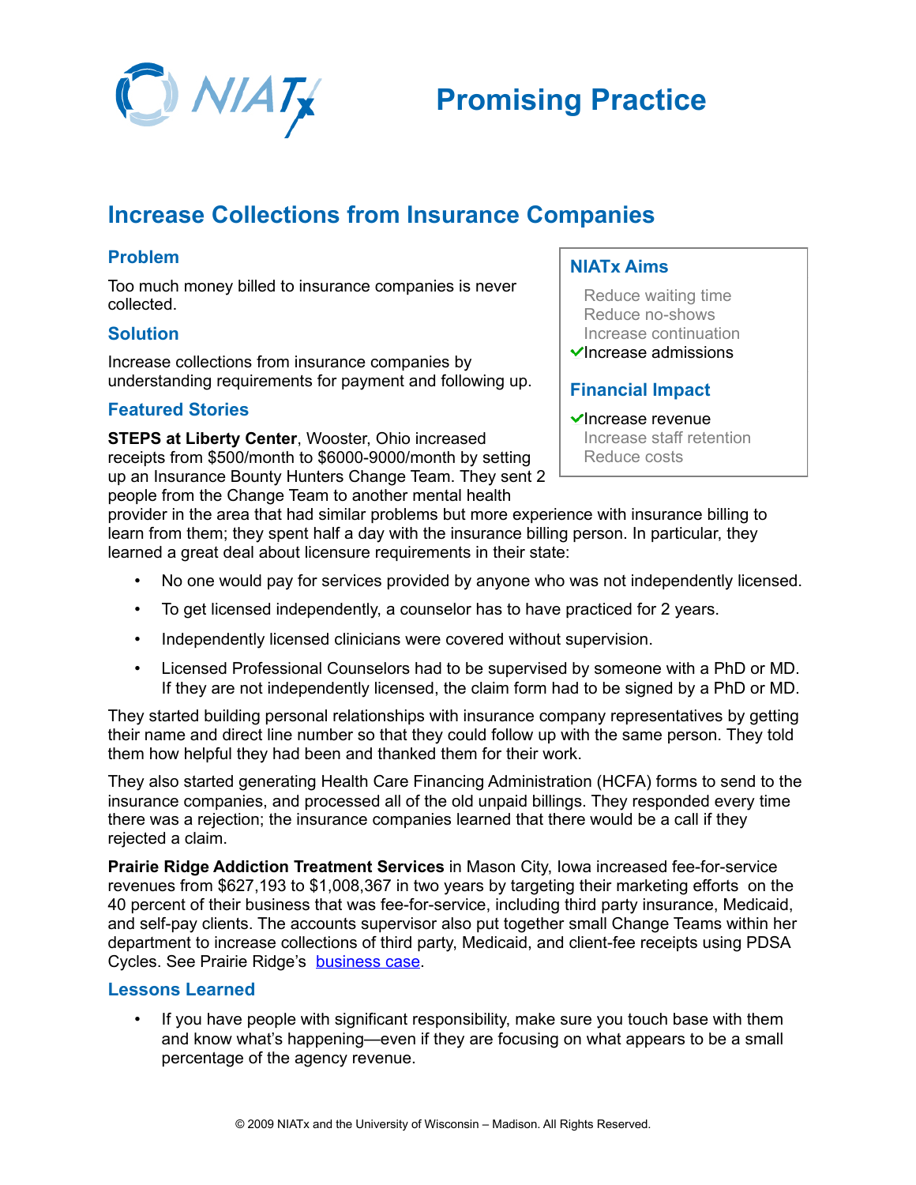# Promising Practice

## Increase Collections from Insurance Companies

### Problem

Too much money billed to insurance companies is never collected.

### Solution

Increase collections from insurance companies by understanding requirements for payment and following up.

### NIATx Aims

- Reduce waiting time
- Reduce no-shows
- Increase continuation
- ✓ Increase admissions

### Financial Impact

- ✓ Increase revenue
- Increase staff retention
- Reduce costs

### Featured Stories

**STEPS at Liberty Center**, Wooster, Ohio increased receipts from $500/month to $6000-9000/month by setting up an Insurance Bounty Hunters Change Team. They sent 2 people from the Change Team to another mental health provider in the area that had similar problems but more experience with insurance billing to learn from them; they spent half a day with the insurance billing person. In particular, they learned a great deal about licensure requirements in their state:

- No one would pay for services provided by anyone who was not independently licensed.
- To get licensed independently, a counselor has to have practiced for 2 years.
- Independently licensed clinicians were covered without supervision.
- Licensed Professional Counselors had to be supervised by someone with a PhD or MD. If they are not independently licensed, the claim form had to be signed by a PhD or MD.

They started building personal relationships with insurance company representatives by getting their name and direct line number so that they could follow up with the same person. They told them how helpful they had been and thanked them for their work.

They also started generating Health Care Financing Administration (HCFA) forms to send to the insurance companies, and processed all of the old unpaid billings. They responded every time there was a rejection; the insurance companies learned that there would be a call if they rejected a claim.

**Prairie Ridge Addiction Treatment Services** in Mason City, Iowa increased fee-for-service revenues from $627,193 to $1,008,367 in two years by targeting their marketing efforts on the 40 percent of their business that was fee-for-service, including third party insurance, Medicaid, and self-pay clients. The accounts supervisor also put together small Change Teams within her department to increase collections of third party, Medicaid, and client-fee receipts using PDSA Cycles. See Prairie Ridge's business case.

### Lessons Learned

- If you have people with significant responsibility, make sure you touch base with them and know what's happening—even if they are focusing on what appears to be a small percentage of the agency revenue.

© 2009 NIATx and the University of Wisconsin – Madison. All Rights Reserved.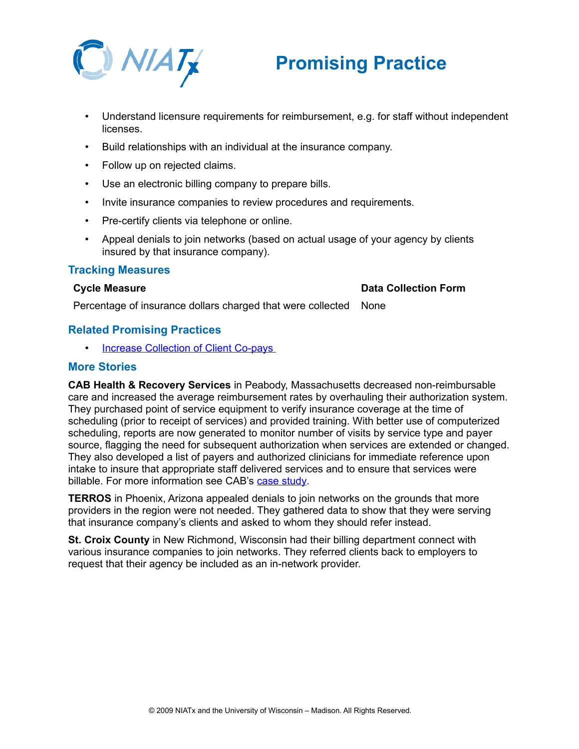- Understand licensure requirements for reimbursement, e.g. for staff without independent licenses.
- Build relationships with an individual at the insurance company.
- Follow up on rejected claims.
- Use an electronic billing company to prepare bills.
- Invite insurance companies to review procedures and requirements.
- Pre-certify clients via telephone or online.
- Appeal denials to join networks (based on actual usage of your agency by clients insured by that insurance company).

## Tracking Measures

| Cycle Measure | Data Collection Form |
|---|---|
| Percentage of insurance dollars charged that were collected | None |

## Related Promising Practices

- [Increase Collection of Client Co-pays]

## More Stories

**CAB Health & Recovery Services** in Peabody, Massachusetts decreased non-reimbursable care and increased the average reimbursement rates by overhauling their authorization system. They purchased point of service equipment to verify insurance coverage at the time of scheduling (prior to receipt of services) and provided training. With better use of computerized scheduling, reports are now generated to monitor number of visits by service type and payer source, flagging the need for subsequent authorization when services are extended or changed. They also developed a list of payers and authorized clinicians for immediate reference upon intake to insure that appropriate staff delivered services and to ensure that services were billable. For more information see CAB's case study.

**TERROS** in Phoenix, Arizona appealed denials to join networks on the grounds that more providers in the region were not needed. They gathered data to show that they were serving that insurance company's clients and asked to whom they should refer instead.

**St. Croix County** in New Richmond, Wisconsin had their billing department connect with various insurance companies to join networks. They referred clients back to employers to request that their agency be included as an in-network provider.